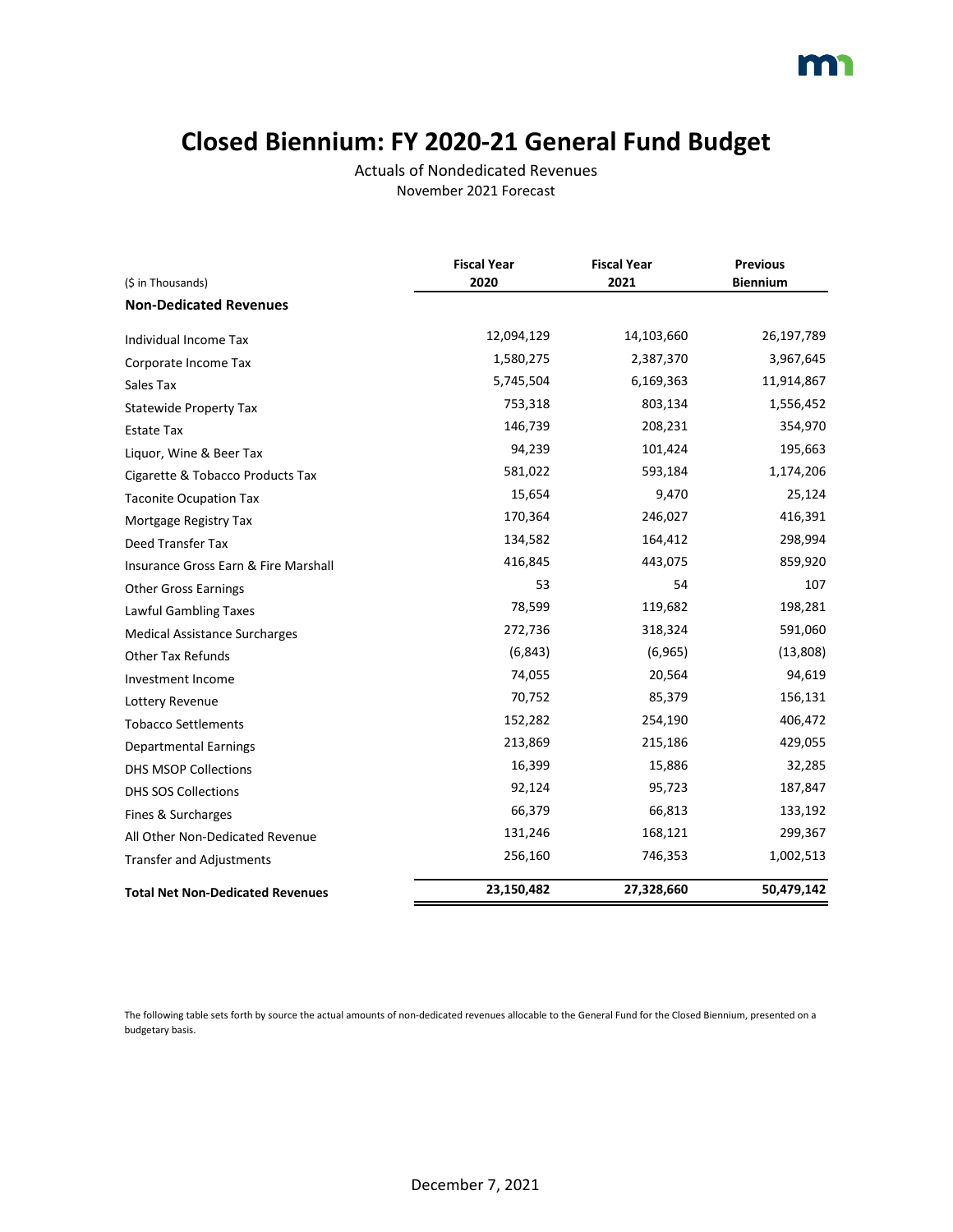# Closed Biennium: FY 2020-21 General Fund Budget

Actuals of Nondedicated Revenues
November 2021 Forecast

| ($ in Thousands) | Fiscal Year 2020 | Fiscal Year 2021 | Previous Biennium |
|---|---|---|---|
| **Non-Dedicated Revenues** | | | |
| Individual Income Tax | 12,094,129 | 14,103,660 | 26,197,789 |
| Corporate Income Tax | 1,580,275 | 2,387,370 | 3,967,645 |
| Sales Tax | 5,745,504 | 6,169,363 | 11,914,867 |
| Statewide Property Tax | 753,318 | 803,134 | 1,556,452 |
| Estate Tax | 146,739 | 208,231 | 354,970 |
| Liquor, Wine & Beer Tax | 94,239 | 101,424 | 195,663 |
| Cigarette & Tobacco Products Tax | 581,022 | 593,184 | 1,174,206 |
| Taconite Ocupation Tax | 15,654 | 9,470 | 25,124 |
| Mortgage Registry Tax | 170,364 | 246,027 | 416,391 |
| Deed Transfer Tax | 134,582 | 164,412 | 298,994 |
| Insurance Gross Earn & Fire Marshall | 416,845 | 443,075 | 859,920 |
| Other Gross Earnings | 53 | 54 | 107 |
| Lawful Gambling Taxes | 78,599 | 119,682 | 198,281 |
| Medical Assistance Surcharges | 272,736 | 318,324 | 591,060 |
| Other Tax Refunds | (6,843) | (6,965) | (13,808) |
| Investment Income | 74,055 | 20,564 | 94,619 |
| Lottery Revenue | 70,752 | 85,379 | 156,131 |
| Tobacco Settlements | 152,282 | 254,190 | 406,472 |
| Departmental Earnings | 213,869 | 215,186 | 429,055 |
| DHS MSOP Collections | 16,399 | 15,886 | 32,285 |
| DHS SOS Collections | 92,124 | 95,723 | 187,847 |
| Fines & Surcharges | 66,379 | 66,813 | 133,192 |
| All Other Non-Dedicated Revenue | 131,246 | 168,121 | 299,367 |
| Transfer and Adjustments | 256,160 | 746,353 | 1,002,513 |
| **Total Net Non-Dedicated Revenues** | **23,150,482** | **27,328,660** | **50,479,142** |

The following table sets forth by source the actual amounts of non-dedicated revenues allocable to the General Fund for the Closed Biennium, presented on a budgetary basis.

December 7, 2021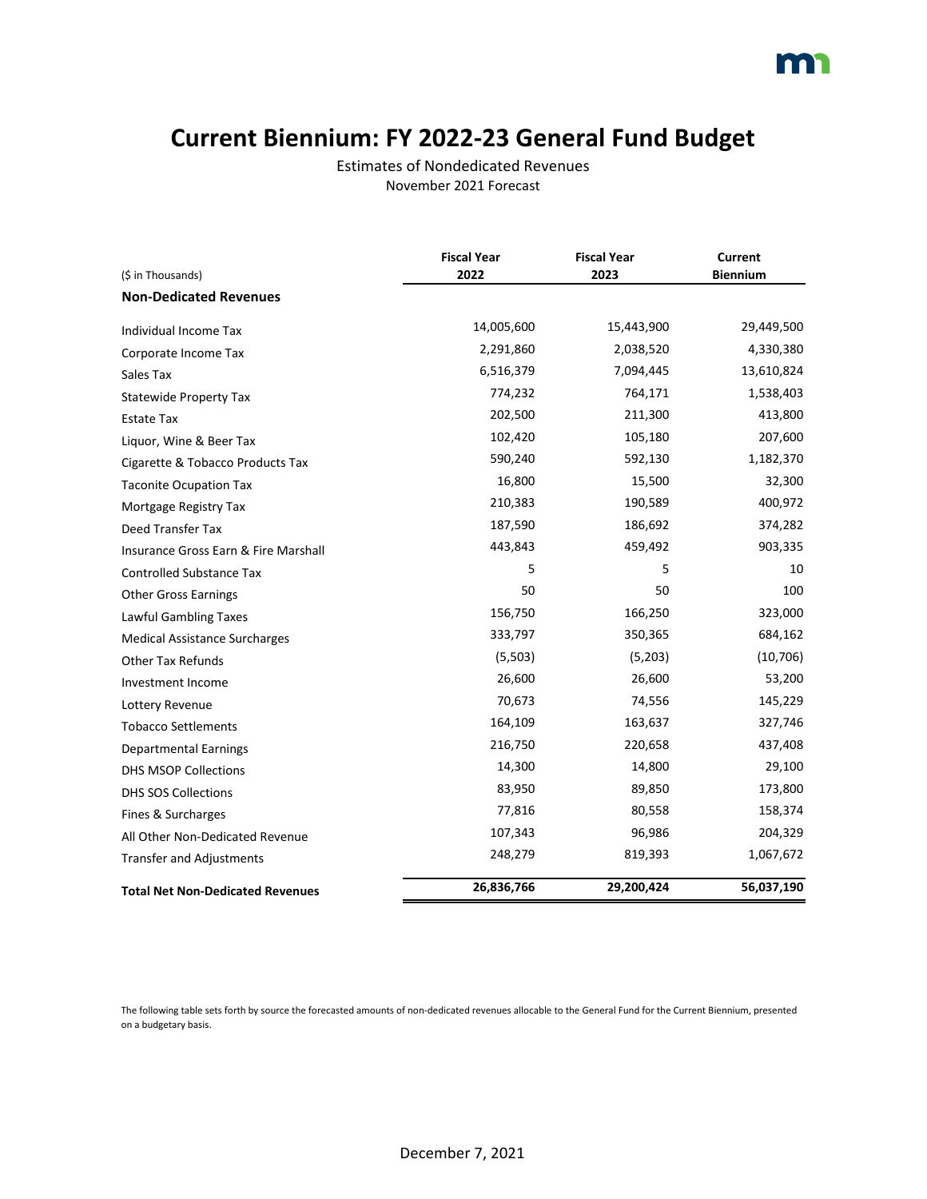# Current Biennium: FY 2022-23 General Fund Budget

Estimates of Nondedicated Revenues
November 2021 Forecast

| ($ in Thousands) | Fiscal Year 2022 | Fiscal Year 2023 | Current Biennium |
|---|---|---|---|
| **Non-Dedicated Revenues** | | | |
| Individual Income Tax | 14,005,600 | 15,443,900 | 29,449,500 |
| Corporate Income Tax | 2,291,860 | 2,038,520 | 4,330,380 |
| Sales Tax | 6,516,379 | 7,094,445 | 13,610,824 |
| Statewide Property Tax | 774,232 | 764,171 | 1,538,403 |
| Estate Tax | 202,500 | 211,300 | 413,800 |
| Liquor, Wine & Beer Tax | 102,420 | 105,180 | 207,600 |
| Cigarette & Tobacco Products Tax | 590,240 | 592,130 | 1,182,370 |
| Taconite Ocupation Tax | 16,800 | 15,500 | 32,300 |
| Mortgage Registry Tax | 210,383 | 190,589 | 400,972 |
| Deed Transfer Tax | 187,590 | 186,692 | 374,282 |
| Insurance Gross Earn & Fire Marshall | 443,843 | 459,492 | 903,335 |
| Controlled Substance Tax | 5 | 5 | 10 |
| Other Gross Earnings | 50 | 50 | 100 |
| Lawful Gambling Taxes | 156,750 | 166,250 | 323,000 |
| Medical Assistance Surcharges | 333,797 | 350,365 | 684,162 |
| Other Tax Refunds | (5,503) | (5,203) | (10,706) |
| Investment Income | 26,600 | 26,600 | 53,200 |
| Lottery Revenue | 70,673 | 74,556 | 145,229 |
| Tobacco Settlements | 164,109 | 163,637 | 327,746 |
| Departmental Earnings | 216,750 | 220,658 | 437,408 |
| DHS MSOP Collections | 14,300 | 14,800 | 29,100 |
| DHS SOS Collections | 83,950 | 89,850 | 173,800 |
| Fines & Surcharges | 77,816 | 80,558 | 158,374 |
| All Other Non-Dedicated Revenue | 107,343 | 96,986 | 204,329 |
| Transfer and Adjustments | 248,279 | 819,393 | 1,067,672 |
| **Total Net Non-Dedicated Revenues** | **26,836,766** | **29,200,424** | **56,037,190** |

The following table sets forth by source the forecasted amounts of non-dedicated revenues allocable to the General Fund for the Current Biennium, presented on a budgetary basis.

December 7, 2021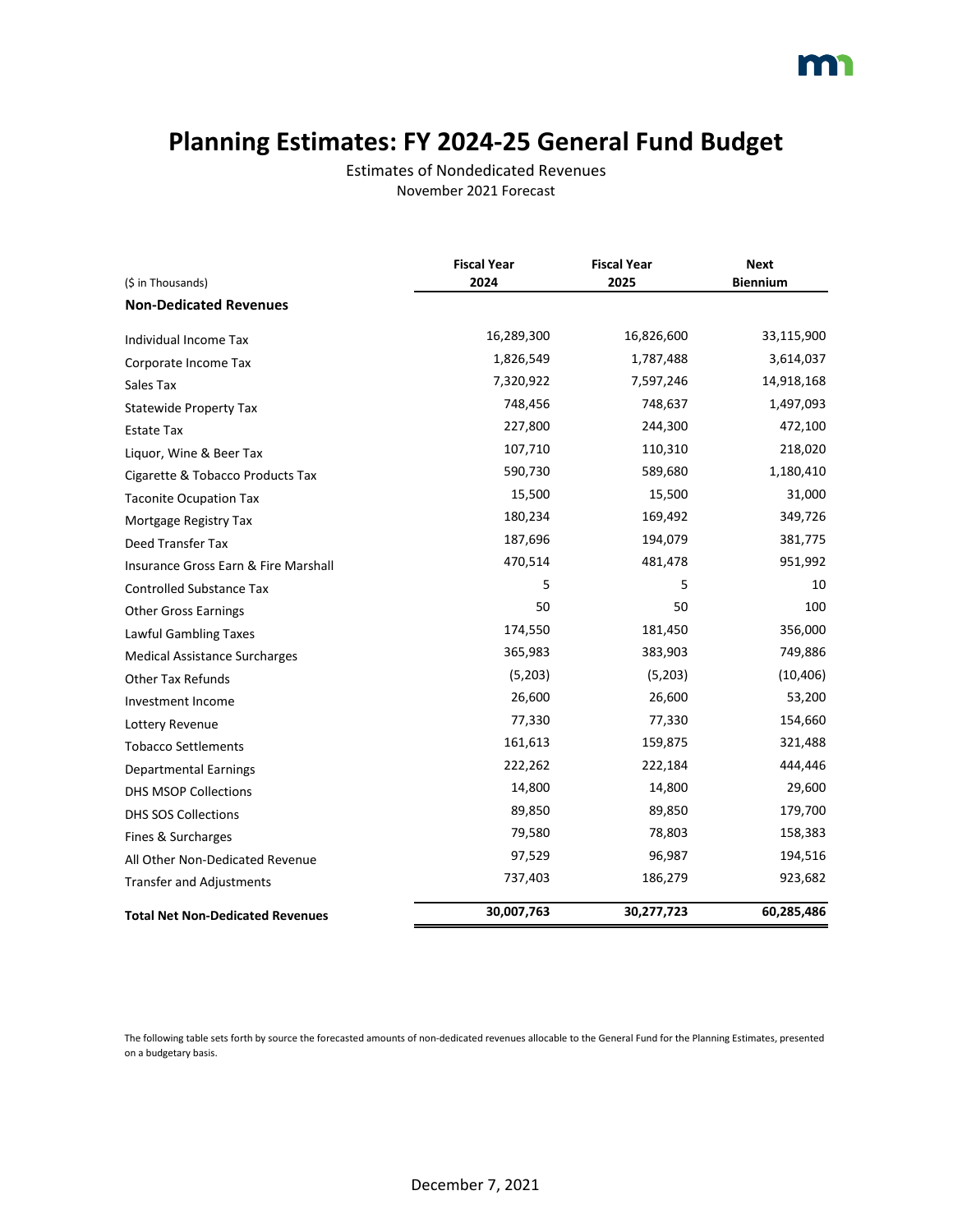# Planning Estimates: FY 2024-25 General Fund Budget

Estimates of Nondedicated Revenues
November 2021 Forecast

| ($ in Thousands) | Fiscal Year 2024 | Fiscal Year 2025 | Next Biennium |
|---|---|---|---|
| **Non-Dedicated Revenues** | | | |
| Individual Income Tax | 16,289,300 | 16,826,600 | 33,115,900 |
| Corporate Income Tax | 1,826,549 | 1,787,488 | 3,614,037 |
| Sales Tax | 7,320,922 | 7,597,246 | 14,918,168 |
| Statewide Property Tax | 748,456 | 748,637 | 1,497,093 |
| Estate Tax | 227,800 | 244,300 | 472,100 |
| Liquor, Wine & Beer Tax | 107,710 | 110,310 | 218,020 |
| Cigarette & Tobacco Products Tax | 590,730 | 589,680 | 1,180,410 |
| Taconite Ocupation Tax | 15,500 | 15,500 | 31,000 |
| Mortgage Registry Tax | 180,234 | 169,492 | 349,726 |
| Deed Transfer Tax | 187,696 | 194,079 | 381,775 |
| Insurance Gross Earn & Fire Marshall | 470,514 | 481,478 | 951,992 |
| Controlled Substance Tax | 5 | 5 | 10 |
| Other Gross Earnings | 50 | 50 | 100 |
| Lawful Gambling Taxes | 174,550 | 181,450 | 356,000 |
| Medical Assistance Surcharges | 365,983 | 383,903 | 749,886 |
| Other Tax Refunds | (5,203) | (5,203) | (10,406) |
| Investment Income | 26,600 | 26,600 | 53,200 |
| Lottery Revenue | 77,330 | 77,330 | 154,660 |
| Tobacco Settlements | 161,613 | 159,875 | 321,488 |
| Departmental Earnings | 222,262 | 222,184 | 444,446 |
| DHS MSOP Collections | 14,800 | 14,800 | 29,600 |
| DHS SOS Collections | 89,850 | 89,850 | 179,700 |
| Fines & Surcharges | 79,580 | 78,803 | 158,383 |
| All Other Non-Dedicated Revenue | 97,529 | 96,987 | 194,516 |
| Transfer and Adjustments | 737,403 | 186,279 | 923,682 |
| **Total Net Non-Dedicated Revenues** | **30,007,763** | **30,277,723** | **60,285,486** |

The following table sets forth by source the forecasted amounts of non-dedicated revenues allocable to the General Fund for the Planning Estimates, presented on a budgetary basis.

December 7, 2021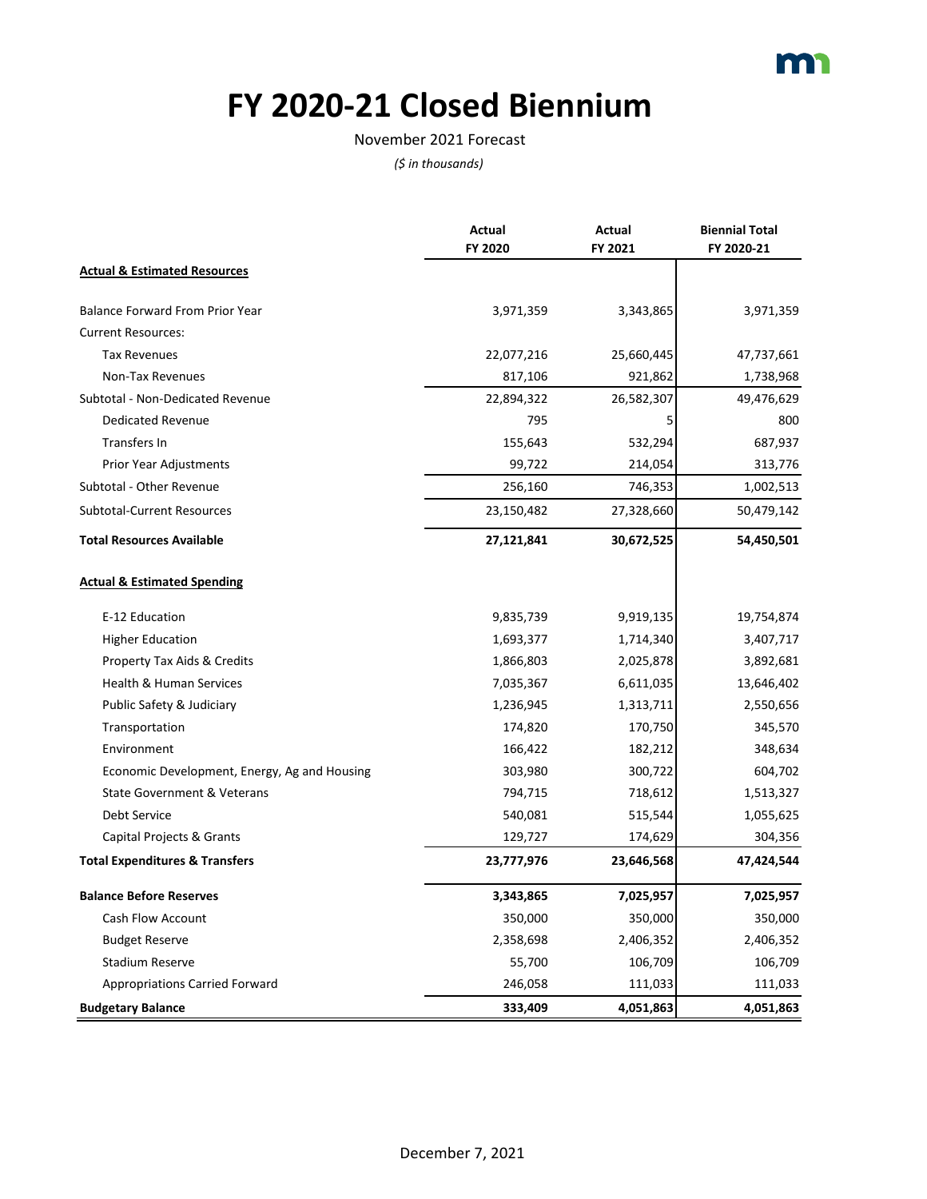# FY 2020-21 Closed Biennium

November 2021 Forecast

*($ in thousands)*

| | Actual FY 2020 | Actual FY 2021 | Biennial Total FY 2020-21 |
|---|---|---|---|
| **Actual & Estimated Resources** | | | |
| Balance Forward From Prior Year | 3,971,359 | 3,343,865 | 3,971,359 |
| Current Resources: | | | |
| Tax Revenues | 22,077,216 | 25,660,445 | 47,737,661 |
| Non-Tax Revenues | 817,106 | 921,862 | 1,738,968 |
| Subtotal - Non-Dedicated Revenue | 22,894,322 | 26,582,307 | 49,476,629 |
| Dedicated Revenue | 795 | 5 | 800 |
| Transfers In | 155,643 | 532,294 | 687,937 |
| Prior Year Adjustments | 99,722 | 214,054 | 313,776 |
| Subtotal - Other Revenue | 256,160 | 746,353 | 1,002,513 |
| Subtotal-Current Resources | 23,150,482 | 27,328,660 | 50,479,142 |
| **Total Resources Available** | **27,121,841** | **30,672,525** | **54,450,501** |
| **Actual & Estimated Spending** | | | |
| E-12 Education | 9,835,739 | 9,919,135 | 19,754,874 |
| Higher Education | 1,693,377 | 1,714,340 | 3,407,717 |
| Property Tax Aids & Credits | 1,866,803 | 2,025,878 | 3,892,681 |
| Health & Human Services | 7,035,367 | 6,611,035 | 13,646,402 |
| Public Safety & Judiciary | 1,236,945 | 1,313,711 | 2,550,656 |
| Transportation | 174,820 | 170,750 | 345,570 |
| Environment | 166,422 | 182,212 | 348,634 |
| Economic Development, Energy, Ag and Housing | 303,980 | 300,722 | 604,702 |
| State Government & Veterans | 794,715 | 718,612 | 1,513,327 |
| Debt Service | 540,081 | 515,544 | 1,055,625 |
| Capital Projects & Grants | 129,727 | 174,629 | 304,356 |
| **Total Expenditures & Transfers** | **23,777,976** | **23,646,568** | **47,424,544** |
| **Balance Before Reserves** | **3,343,865** | **7,025,957** | **7,025,957** |
| Cash Flow Account | 350,000 | 350,000 | 350,000 |
| Budget Reserve | 2,358,698 | 2,406,352 | 2,406,352 |
| Stadium Reserve | 55,700 | 106,709 | 106,709 |
| Appropriations Carried Forward | 246,058 | 111,033 | 111,033 |
| **Budgetary Balance** | **333,409** | **4,051,863** | **4,051,863** |

December 7, 2021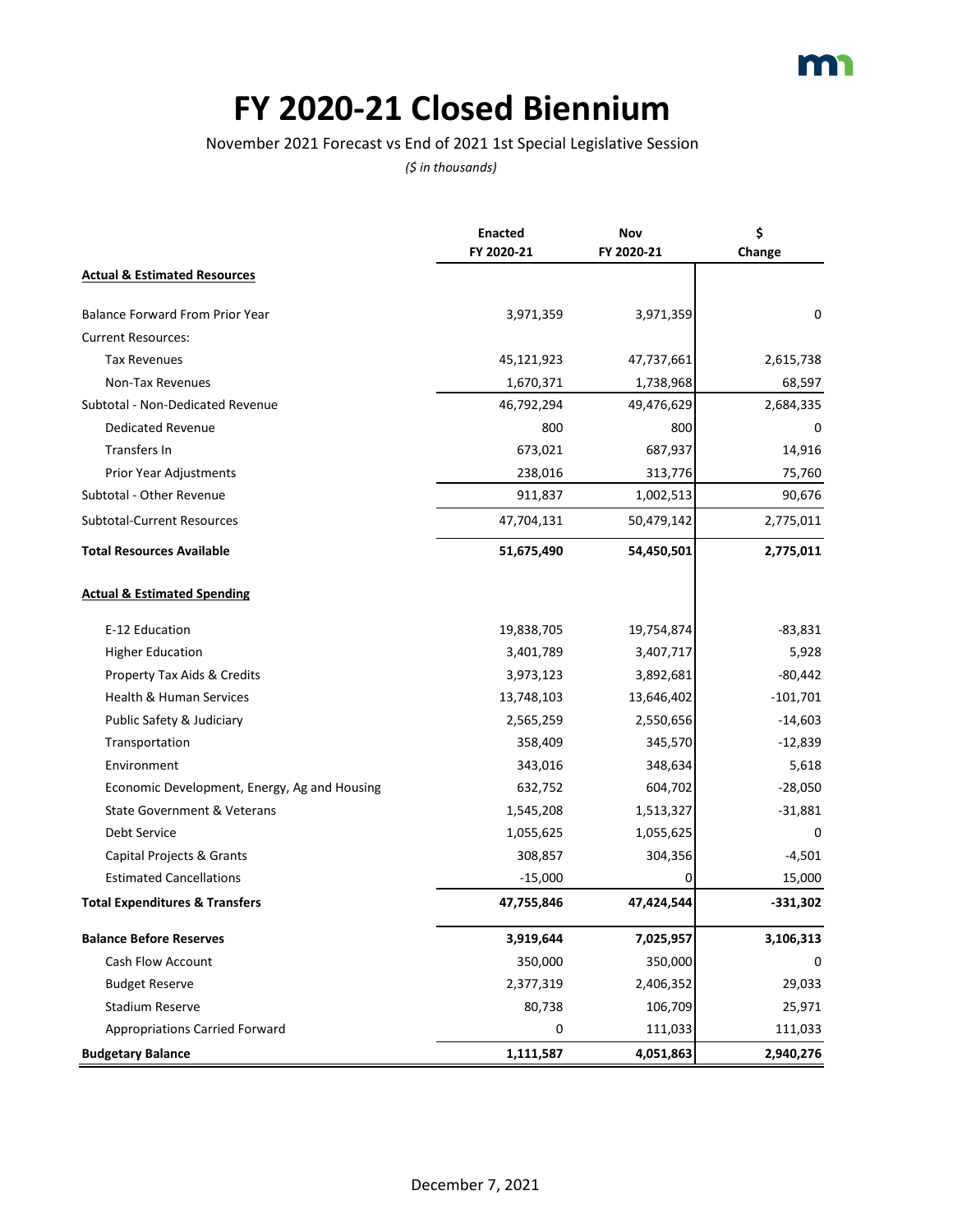# FY 2020-21 Closed Biennium

November 2021 Forecast vs End of 2021 1st Special Legislative Session

*($ in thousands)*

| | Enacted FY 2020-21 | Nov FY 2020-21 | $ Change |
|---|---|---|---|
| **Actual & Estimated Resources** | | | |
| Balance Forward From Prior Year | 3,971,359 | 3,971,359 | 0 |
| Current Resources: | | | |
| Tax Revenues | 45,121,923 | 47,737,661 | 2,615,738 |
| Non-Tax Revenues | 1,670,371 | 1,738,968 | 68,597 |
| Subtotal - Non-Dedicated Revenue | 46,792,294 | 49,476,629 | 2,684,335 |
| Dedicated Revenue | 800 | 800 | 0 |
| Transfers In | 673,021 | 687,937 | 14,916 |
| Prior Year Adjustments | 238,016 | 313,776 | 75,760 |
| Subtotal - Other Revenue | 911,837 | 1,002,513 | 90,676 |
| Subtotal-Current Resources | 47,704,131 | 50,479,142 | 2,775,011 |
| **Total Resources Available** | **51,675,490** | **54,450,501** | **2,775,011** |
| **Actual & Estimated Spending** | | | |
| E-12 Education | 19,838,705 | 19,754,874 | -83,831 |
| Higher Education | 3,401,789 | 3,407,717 | 5,928 |
| Property Tax Aids & Credits | 3,973,123 | 3,892,681 | -80,442 |
| Health & Human Services | 13,748,103 | 13,646,402 | -101,701 |
| Public Safety & Judiciary | 2,565,259 | 2,550,656 | -14,603 |
| Transportation | 358,409 | 345,570 | -12,839 |
| Environment | 343,016 | 348,634 | 5,618 |
| Economic Development, Energy, Ag and Housing | 632,752 | 604,702 | -28,050 |
| State Government & Veterans | 1,545,208 | 1,513,327 | -31,881 |
| Debt Service | 1,055,625 | 1,055,625 | 0 |
| Capital Projects & Grants | 308,857 | 304,356 | -4,501 |
| Estimated Cancellations | -15,000 | 0 | 15,000 |
| **Total Expenditures & Transfers** | **47,755,846** | **47,424,544** | **-331,302** |
| **Balance Before Reserves** | **3,919,644** | **7,025,957** | **3,106,313** |
| Cash Flow Account | 350,000 | 350,000 | 0 |
| Budget Reserve | 2,377,319 | 2,406,352 | 29,033 |
| Stadium Reserve | 80,738 | 106,709 | 25,971 |
| Appropriations Carried Forward | 0 | 111,033 | 111,033 |
| **Budgetary Balance** | **1,111,587** | **4,051,863** | **2,940,276** |

December 7, 2021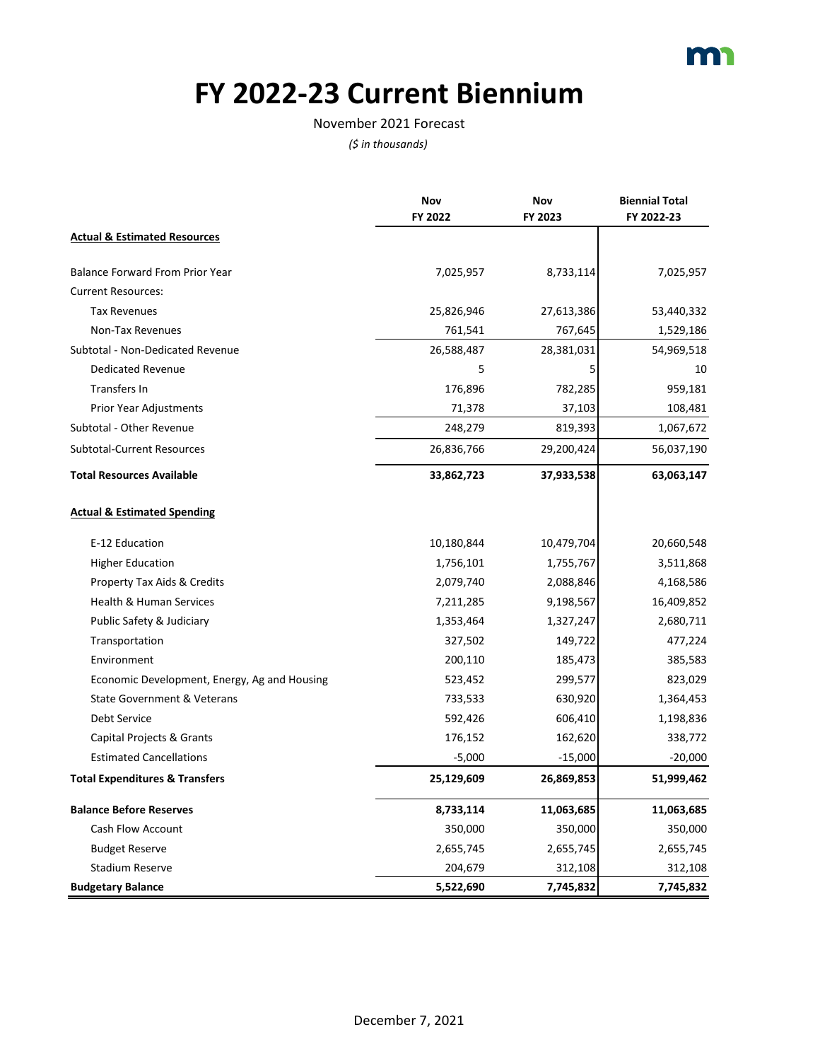# FY 2022-23 Current Biennium

November 2021 Forecast

*($ in thousands)*

| | Nov FY 2022 | Nov FY 2023 | Biennial Total FY 2022-23 |
|---|---|---|---|
| **Actual & Estimated Resources** | | | |
| Balance Forward From Prior Year | 7,025,957 | 8,733,114 | 7,025,957 |
| Current Resources: | | | |
| Tax Revenues | 25,826,946 | 27,613,386 | 53,440,332 |
| Non-Tax Revenues | 761,541 | 767,645 | 1,529,186 |
| Subtotal - Non-Dedicated Revenue | 26,588,487 | 28,381,031 | 54,969,518 |
| Dedicated Revenue | 5 | 5 | 10 |
| Transfers In | 176,896 | 782,285 | 959,181 |
| Prior Year Adjustments | 71,378 | 37,103 | 108,481 |
| Subtotal - Other Revenue | 248,279 | 819,393 | 1,067,672 |
| Subtotal-Current Resources | 26,836,766 | 29,200,424 | 56,037,190 |
| **Total Resources Available** | **33,862,723** | **37,933,538** | **63,063,147** |
| **Actual & Estimated Spending** | | | |
| E-12 Education | 10,180,844 | 10,479,704 | 20,660,548 |
| Higher Education | 1,756,101 | 1,755,767 | 3,511,868 |
| Property Tax Aids & Credits | 2,079,740 | 2,088,846 | 4,168,586 |
| Health & Human Services | 7,211,285 | 9,198,567 | 16,409,852 |
| Public Safety & Judiciary | 1,353,464 | 1,327,247 | 2,680,711 |
| Transportation | 327,502 | 149,722 | 477,224 |
| Environment | 200,110 | 185,473 | 385,583 |
| Economic Development, Energy, Ag and Housing | 523,452 | 299,577 | 823,029 |
| State Government & Veterans | 733,533 | 630,920 | 1,364,453 |
| Debt Service | 592,426 | 606,410 | 1,198,836 |
| Capital Projects & Grants | 176,152 | 162,620 | 338,772 |
| Estimated Cancellations | -5,000 | -15,000 | -20,000 |
| **Total Expenditures & Transfers** | **25,129,609** | **26,869,853** | **51,999,462** |
| **Balance Before Reserves** | **8,733,114** | **11,063,685** | **11,063,685** |
| Cash Flow Account | 350,000 | 350,000 | 350,000 |
| Budget Reserve | 2,655,745 | 2,655,745 | 2,655,745 |
| Stadium Reserve | 204,679 | 312,108 | 312,108 |
| **Budgetary Balance** | **5,522,690** | **7,745,832** | **7,745,832** |

December 7, 2021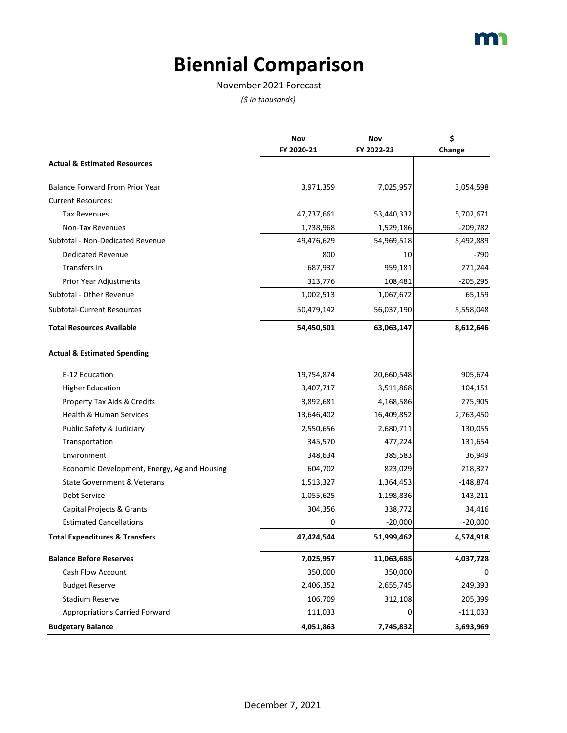# Biennial Comparison

November 2021 Forecast

*($ in thousands)*

| | Nov FY 2020-21 | Nov FY 2022-23 | $ Change |
|---|---|---|---|
| **Actual & Estimated Resources** | | | |
| Balance Forward From Prior Year | 3,971,359 | 7,025,957 | 3,054,598 |
| Current Resources: | | | |
| Tax Revenues | 47,737,661 | 53,440,332 | 5,702,671 |
| Non-Tax Revenues | 1,738,968 | 1,529,186 | -209,782 |
| Subtotal - Non-Dedicated Revenue | 49,476,629 | 54,969,518 | 5,492,889 |
| Dedicated Revenue | 800 | 10 | -790 |
| Transfers In | 687,937 | 959,181 | 271,244 |
| Prior Year Adjustments | 313,776 | 108,481 | -205,295 |
| Subtotal - Other Revenue | 1,002,513 | 1,067,672 | 65,159 |
| Subtotal-Current Resources | 50,479,142 | 56,037,190 | 5,558,048 |
| **Total Resources Available** | **54,450,501** | **63,063,147** | **8,612,646** |
| **Actual & Estimated Spending** | | | |
| E-12 Education | 19,754,874 | 20,660,548 | 905,674 |
| Higher Education | 3,407,717 | 3,511,868 | 104,151 |
| Property Tax Aids & Credits | 3,892,681 | 4,168,586 | 275,905 |
| Health & Human Services | 13,646,402 | 16,409,852 | 2,763,450 |
| Public Safety & Judiciary | 2,550,656 | 2,680,711 | 130,055 |
| Transportation | 345,570 | 477,224 | 131,654 |
| Environment | 348,634 | 385,583 | 36,949 |
| Economic Development, Energy, Ag and Housing | 604,702 | 823,029 | 218,327 |
| State Government & Veterans | 1,513,327 | 1,364,453 | -148,874 |
| Debt Service | 1,055,625 | 1,198,836 | 143,211 |
| Capital Projects & Grants | 304,356 | 338,772 | 34,416 |
| Estimated Cancellations | 0 | -20,000 | -20,000 |
| **Total Expenditures & Transfers** | **47,424,544** | **51,999,462** | **4,574,918** |
| **Balance Before Reserves** | **7,025,957** | **11,063,685** | **4,037,728** |
| Cash Flow Account | 350,000 | 350,000 | 0 |
| Budget Reserve | 2,406,352 | 2,655,745 | 249,393 |
| Stadium Reserve | 106,709 | 312,108 | 205,399 |
| Appropriations Carried Forward | 111,033 | 0 | -111,033 |
| **Budgetary Balance** | **4,051,863** | **7,745,832** | **3,693,969** |

December 7, 2021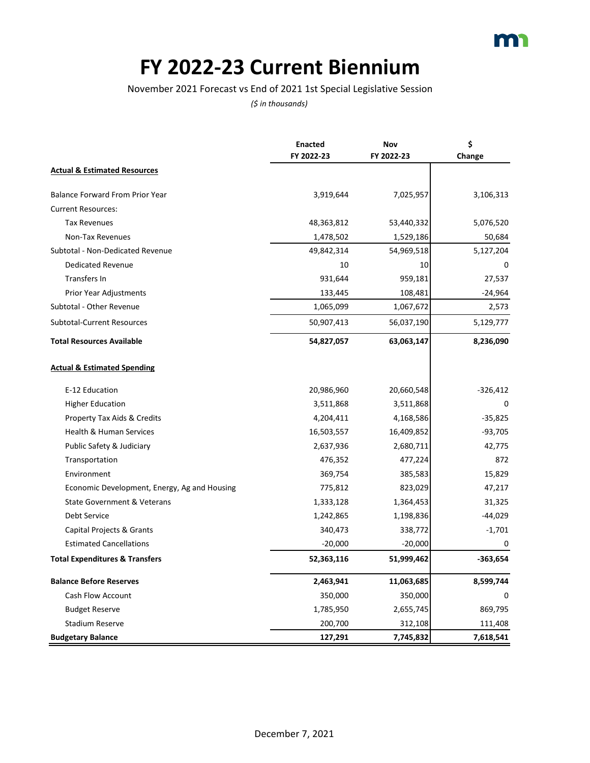# FY 2022-23 Current Biennium

November 2021 Forecast vs End of 2021 1st Special Legislative Session

*($ in thousands)*

| | Enacted FY 2022-23 | Nov FY 2022-23 | $ Change |
|---|---|---|---|
| **Actual & Estimated Resources** | | | |
| Balance Forward From Prior Year | 3,919,644 | 7,025,957 | 3,106,313 |
| Current Resources: | | | |
| Tax Revenues | 48,363,812 | 53,440,332 | 5,076,520 |
| Non-Tax Revenues | 1,478,502 | 1,529,186 | 50,684 |
| Subtotal - Non-Dedicated Revenue | 49,842,314 | 54,969,518 | 5,127,204 |
| Dedicated Revenue | 10 | 10 | 0 |
| Transfers In | 931,644 | 959,181 | 27,537 |
| Prior Year Adjustments | 133,445 | 108,481 | -24,964 |
| Subtotal - Other Revenue | 1,065,099 | 1,067,672 | 2,573 |
| Subtotal-Current Resources | 50,907,413 | 56,037,190 | 5,129,777 |
| **Total Resources Available** | **54,827,057** | **63,063,147** | **8,236,090** |
| **Actual & Estimated Spending** | | | |
| E-12 Education | 20,986,960 | 20,660,548 | -326,412 |
| Higher Education | 3,511,868 | 3,511,868 | 0 |
| Property Tax Aids & Credits | 4,204,411 | 4,168,586 | -35,825 |
| Health & Human Services | 16,503,557 | 16,409,852 | -93,705 |
| Public Safety & Judiciary | 2,637,936 | 2,680,711 | 42,775 |
| Transportation | 476,352 | 477,224 | 872 |
| Environment | 369,754 | 385,583 | 15,829 |
| Economic Development, Energy, Ag and Housing | 775,812 | 823,029 | 47,217 |
| State Government & Veterans | 1,333,128 | 1,364,453 | 31,325 |
| Debt Service | 1,242,865 | 1,198,836 | -44,029 |
| Capital Projects & Grants | 340,473 | 338,772 | -1,701 |
| Estimated Cancellations | -20,000 | -20,000 | 0 |
| **Total Expenditures & Transfers** | **52,363,116** | **51,999,462** | **-363,654** |
| **Balance Before Reserves** | **2,463,941** | **11,063,685** | **8,599,744** |
| Cash Flow Account | 350,000 | 350,000 | 0 |
| Budget Reserve | 1,785,950 | 2,655,745 | 869,795 |
| Stadium Reserve | 200,700 | 312,108 | 111,408 |
| **Budgetary Balance** | **127,291** | **7,745,832** | **7,618,541** |

December 7, 2021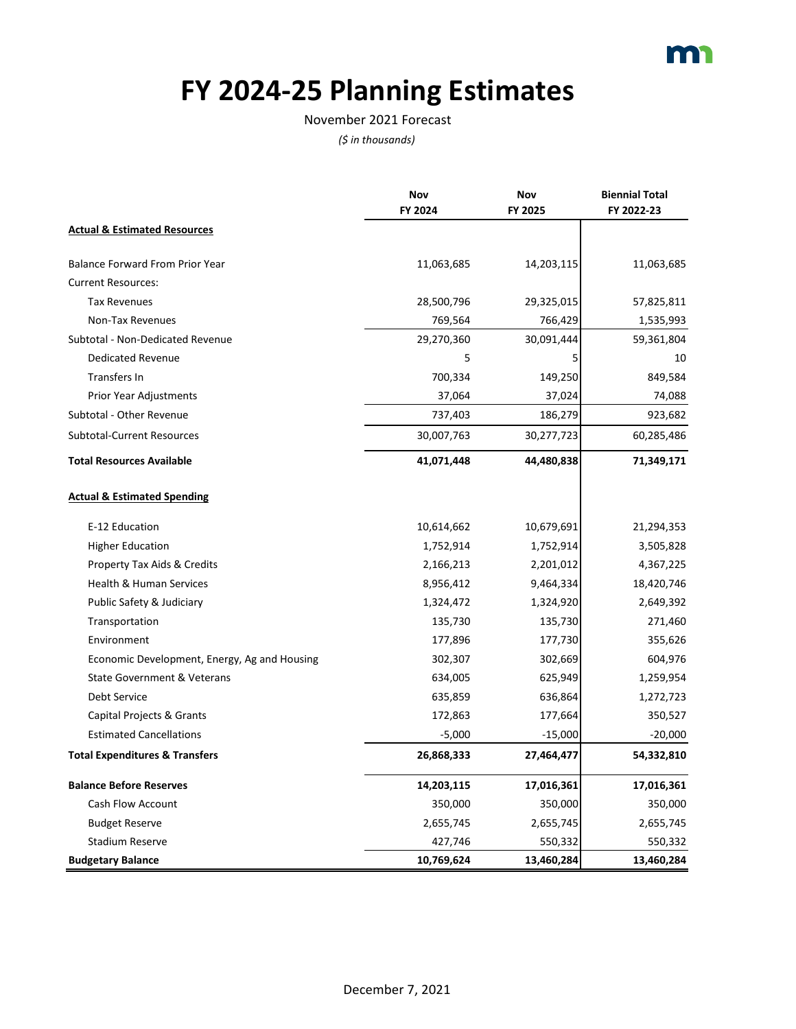# FY 2024-25 Planning Estimates

November 2021 Forecast

*($ in thousands)*

| | Nov FY 2024 | Nov FY 2025 | Biennial Total FY 2022-23 |
|---|---|---|---|
| **Actual & Estimated Resources** | | | |
| Balance Forward From Prior Year | 11,063,685 | 14,203,115 | 11,063,685 |
| Current Resources: | | | |
| Tax Revenues | 28,500,796 | 29,325,015 | 57,825,811 |
| Non-Tax Revenues | 769,564 | 766,429 | 1,535,993 |
| Subtotal - Non-Dedicated Revenue | 29,270,360 | 30,091,444 | 59,361,804 |
| Dedicated Revenue | 5 | 5 | 10 |
| Transfers In | 700,334 | 149,250 | 849,584 |
| Prior Year Adjustments | 37,064 | 37,024 | 74,088 |
| Subtotal - Other Revenue | 737,403 | 186,279 | 923,682 |
| Subtotal-Current Resources | 30,007,763 | 30,277,723 | 60,285,486 |
| **Total Resources Available** | **41,071,448** | **44,480,838** | **71,349,171** |
| **Actual & Estimated Spending** | | | |
| E-12 Education | 10,614,662 | 10,679,691 | 21,294,353 |
| Higher Education | 1,752,914 | 1,752,914 | 3,505,828 |
| Property Tax Aids & Credits | 2,166,213 | 2,201,012 | 4,367,225 |
| Health & Human Services | 8,956,412 | 9,464,334 | 18,420,746 |
| Public Safety & Judiciary | 1,324,472 | 1,324,920 | 2,649,392 |
| Transportation | 135,730 | 135,730 | 271,460 |
| Environment | 177,896 | 177,730 | 355,626 |
| Economic Development, Energy, Ag and Housing | 302,307 | 302,669 | 604,976 |
| State Government & Veterans | 634,005 | 625,949 | 1,259,954 |
| Debt Service | 635,859 | 636,864 | 1,272,723 |
| Capital Projects & Grants | 172,863 | 177,664 | 350,527 |
| Estimated Cancellations | -5,000 | -15,000 | -20,000 |
| **Total Expenditures & Transfers** | **26,868,333** | **27,464,477** | **54,332,810** |
| **Balance Before Reserves** | **14,203,115** | **17,016,361** | **17,016,361** |
| Cash Flow Account | 350,000 | 350,000 | 350,000 |
| Budget Reserve | 2,655,745 | 2,655,745 | 2,655,745 |
| Stadium Reserve | 427,746 | 550,332 | 550,332 |
| **Budgetary Balance** | **10,769,624** | **13,460,284** | **13,460,284** |

December 7, 2021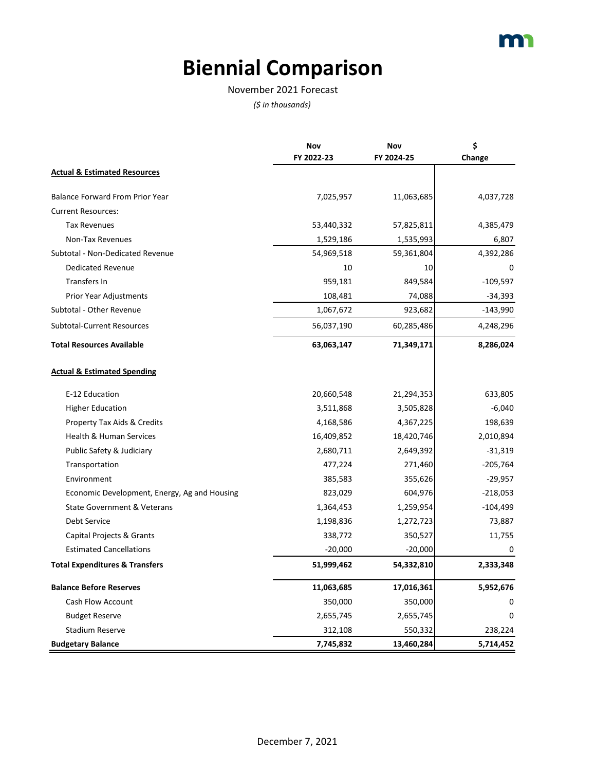# Biennial Comparison

November 2021 Forecast

*($ in thousands)*

| | Nov FY 2022-23 | Nov FY 2024-25 | $ Change |
|---|---|---|---|
| **Actual & Estimated Resources** | | | |
| Balance Forward From Prior Year | 7,025,957 | 11,063,685 | 4,037,728 |
| Current Resources: | | | |
| Tax Revenues | 53,440,332 | 57,825,811 | 4,385,479 |
| Non-Tax Revenues | 1,529,186 | 1,535,993 | 6,807 |
| Subtotal - Non-Dedicated Revenue | 54,969,518 | 59,361,804 | 4,392,286 |
| Dedicated Revenue | 10 | 10 | 0 |
| Transfers In | 959,181 | 849,584 | -109,597 |
| Prior Year Adjustments | 108,481 | 74,088 | -34,393 |
| Subtotal - Other Revenue | 1,067,672 | 923,682 | -143,990 |
| Subtotal-Current Resources | 56,037,190 | 60,285,486 | 4,248,296 |
| **Total Resources Available** | **63,063,147** | **71,349,171** | **8,286,024** |
| **Actual & Estimated Spending** | | | |
| E-12 Education | 20,660,548 | 21,294,353 | 633,805 |
| Higher Education | 3,511,868 | 3,505,828 | -6,040 |
| Property Tax Aids & Credits | 4,168,586 | 4,367,225 | 198,639 |
| Health & Human Services | 16,409,852 | 18,420,746 | 2,010,894 |
| Public Safety & Judiciary | 2,680,711 | 2,649,392 | -31,319 |
| Transportation | 477,224 | 271,460 | -205,764 |
| Environment | 385,583 | 355,626 | -29,957 |
| Economic Development, Energy, Ag and Housing | 823,029 | 604,976 | -218,053 |
| State Government & Veterans | 1,364,453 | 1,259,954 | -104,499 |
| Debt Service | 1,198,836 | 1,272,723 | 73,887 |
| Capital Projects & Grants | 338,772 | 350,527 | 11,755 |
| Estimated Cancellations | -20,000 | -20,000 | 0 |
| **Total Expenditures & Transfers** | **51,999,462** | **54,332,810** | **2,333,348** |
| **Balance Before Reserves** | **11,063,685** | **17,016,361** | **5,952,676** |
| Cash Flow Account | 350,000 | 350,000 | 0 |
| Budget Reserve | 2,655,745 | 2,655,745 | 0 |
| Stadium Reserve | 312,108 | 550,332 | 238,224 |
| **Budgetary Balance** | **7,745,832** | **13,460,284** | **5,714,452** |

December 7, 2021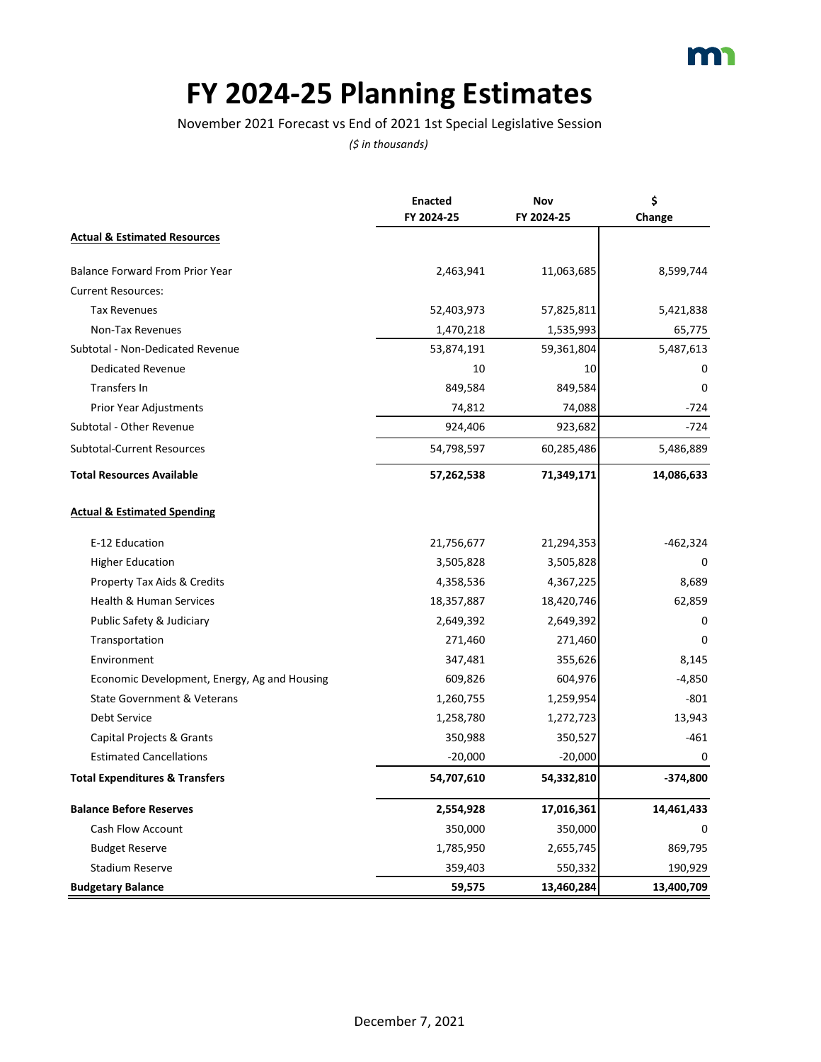# FY 2024-25 Planning Estimates

November 2021 Forecast vs End of 2021 1st Special Legislative Session

*($ in thousands)*

| | Enacted FY 2024-25 | Nov FY 2024-25 | $ Change |
|---|---|---|---|
| **Actual & Estimated Resources** | | | |
| Balance Forward From Prior Year | 2,463,941 | 11,063,685 | 8,599,744 |
| Current Resources: | | | |
| Tax Revenues | 52,403,973 | 57,825,811 | 5,421,838 |
| Non-Tax Revenues | 1,470,218 | 1,535,993 | 65,775 |
| Subtotal - Non-Dedicated Revenue | 53,874,191 | 59,361,804 | 5,487,613 |
| Dedicated Revenue | 10 | 10 | 0 |
| Transfers In | 849,584 | 849,584 | 0 |
| Prior Year Adjustments | 74,812 | 74,088 | -724 |
| Subtotal - Other Revenue | 924,406 | 923,682 | -724 |
| Subtotal-Current Resources | 54,798,597 | 60,285,486 | 5,486,889 |
| **Total Resources Available** | **57,262,538** | **71,349,171** | **14,086,633** |
| **Actual & Estimated Spending** | | | |
| E-12 Education | 21,756,677 | 21,294,353 | -462,324 |
| Higher Education | 3,505,828 | 3,505,828 | 0 |
| Property Tax Aids & Credits | 4,358,536 | 4,367,225 | 8,689 |
| Health & Human Services | 18,357,887 | 18,420,746 | 62,859 |
| Public Safety & Judiciary | 2,649,392 | 2,649,392 | 0 |
| Transportation | 271,460 | 271,460 | 0 |
| Environment | 347,481 | 355,626 | 8,145 |
| Economic Development, Energy, Ag and Housing | 609,826 | 604,976 | -4,850 |
| State Government & Veterans | 1,260,755 | 1,259,954 | -801 |
| Debt Service | 1,258,780 | 1,272,723 | 13,943 |
| Capital Projects & Grants | 350,988 | 350,527 | -461 |
| Estimated Cancellations | -20,000 | -20,000 | 0 |
| **Total Expenditures & Transfers** | **54,707,610** | **54,332,810** | **-374,800** |
| **Balance Before Reserves** | **2,554,928** | **17,016,361** | **14,461,433** |
| Cash Flow Account | 350,000 | 350,000 | 0 |
| Budget Reserve | 1,785,950 | 2,655,745 | 869,795 |
| Stadium Reserve | 359,403 | 550,332 | 190,929 |
| **Budgetary Balance** | **59,575** | **13,460,284** | **13,400,709** |

December 7, 2021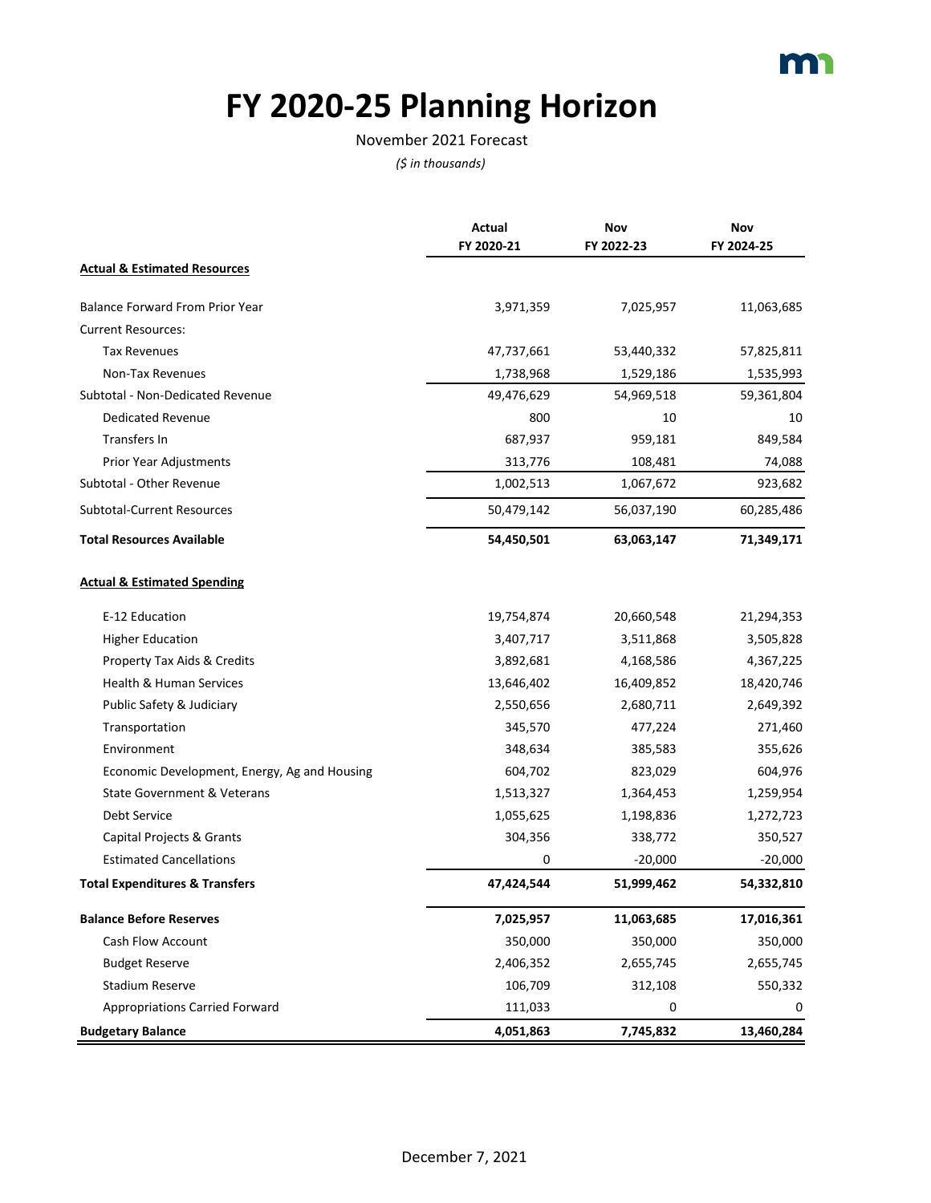# FY 2020-25 Planning Horizon

November 2021 Forecast

*($ in thousands)*

| | Actual FY 2020-21 | Nov FY 2022-23 | Nov FY 2024-25 |
|---|---|---|---|
| **Actual & Estimated Resources** | | | |
| Balance Forward From Prior Year | 3,971,359 | 7,025,957 | 11,063,685 |
| Current Resources: | | | |
| Tax Revenues | 47,737,661 | 53,440,332 | 57,825,811 |
| Non-Tax Revenues | 1,738,968 | 1,529,186 | 1,535,993 |
| Subtotal - Non-Dedicated Revenue | 49,476,629 | 54,969,518 | 59,361,804 |
| Dedicated Revenue | 800 | 10 | 10 |
| Transfers In | 687,937 | 959,181 | 849,584 |
| Prior Year Adjustments | 313,776 | 108,481 | 74,088 |
| Subtotal - Other Revenue | 1,002,513 | 1,067,672 | 923,682 |
| Subtotal-Current Resources | 50,479,142 | 56,037,190 | 60,285,486 |
| **Total Resources Available** | **54,450,501** | **63,063,147** | **71,349,171** |
| **Actual & Estimated Spending** | | | |
| E-12 Education | 19,754,874 | 20,660,548 | 21,294,353 |
| Higher Education | 3,407,717 | 3,511,868 | 3,505,828 |
| Property Tax Aids & Credits | 3,892,681 | 4,168,586 | 4,367,225 |
| Health & Human Services | 13,646,402 | 16,409,852 | 18,420,746 |
| Public Safety & Judiciary | 2,550,656 | 2,680,711 | 2,649,392 |
| Transportation | 345,570 | 477,224 | 271,460 |
| Environment | 348,634 | 385,583 | 355,626 |
| Economic Development, Energy, Ag and Housing | 604,702 | 823,029 | 604,976 |
| State Government & Veterans | 1,513,327 | 1,364,453 | 1,259,954 |
| Debt Service | 1,055,625 | 1,198,836 | 1,272,723 |
| Capital Projects & Grants | 304,356 | 338,772 | 350,527 |
| Estimated Cancellations | 0 | -20,000 | -20,000 |
| **Total Expenditures & Transfers** | **47,424,544** | **51,999,462** | **54,332,810** |
| **Balance Before Reserves** | **7,025,957** | **11,063,685** | **17,016,361** |
| Cash Flow Account | 350,000 | 350,000 | 350,000 |
| Budget Reserve | 2,406,352 | 2,655,745 | 2,655,745 |
| Stadium Reserve | 106,709 | 312,108 | 550,332 |
| Appropriations Carried Forward | 111,033 | 0 | 0 |
| **Budgetary Balance** | **4,051,863** | **7,745,832** | **13,460,284** |

December 7, 2021